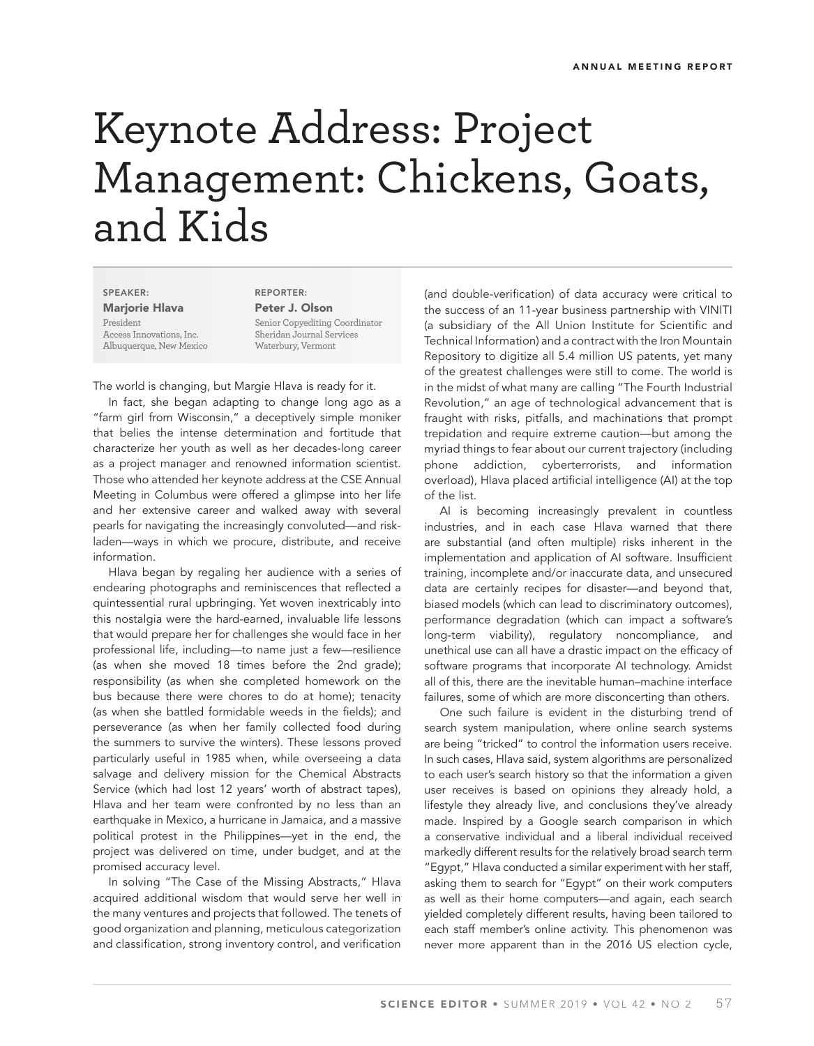# Keynote Address: Project Management: Chickens, Goats, and Kids

**SPEAKER:**
**Marjorie Hlava**
President
Access Innovations, Inc.
Albuquerque, New Mexico

**REPORTER:**
**Peter J. Olson**
Senior Copyediting Coordinator
Sheridan Journal Services
Waterbury, Vermont

The world is changing, but Margie Hlava is ready for it.

In fact, she began adapting to change long ago as a "farm girl from Wisconsin," a deceptively simple moniker that belies the intense determination and fortitude that characterize her youth as well as her decades-long career as a project manager and renowned information scientist. Those who attended her keynote address at the CSE Annual Meeting in Columbus were offered a glimpse into her life and her extensive career and walked away with several pearls for navigating the increasingly convoluted—and risk-laden—ways in which we procure, distribute, and receive information.

Hlava began by regaling her audience with a series of endearing photographs and reminiscences that reflected a quintessential rural upbringing. Yet woven inextricably into this nostalgia were the hard-earned, invaluable life lessons that would prepare her for challenges she would face in her professional life, including—to name just a few—resilience (as when she moved 18 times before the 2nd grade); responsibility (as when she completed homework on the bus because there were chores to do at home); tenacity (as when she battled formidable weeds in the fields); and perseverance (as when her family collected food during the summers to survive the winters). These lessons proved particularly useful in 1985 when, while overseeing a data salvage and delivery mission for the Chemical Abstracts Service (which had lost 12 years' worth of abstract tapes), Hlava and her team were confronted by no less than an earthquake in Mexico, a hurricane in Jamaica, and a massive political protest in the Philippines—yet in the end, the project was delivered on time, under budget, and at the promised accuracy level.

In solving "The Case of the Missing Abstracts," Hlava acquired additional wisdom that would serve her well in the many ventures and projects that followed. The tenets of good organization and planning, meticulous categorization and classification, strong inventory control, and verification (and double-verification) of data accuracy were critical to the success of an 11-year business partnership with VINITI (a subsidiary of the All Union Institute for Scientific and Technical Information) and a contract with the Iron Mountain Repository to digitize all 5.4 million US patents, yet many of the greatest challenges were still to come. The world is in the midst of what many are calling "The Fourth Industrial Revolution," an age of technological advancement that is fraught with risks, pitfalls, and machinations that prompt trepidation and require extreme caution—but among the myriad things to fear about our current trajectory (including phone addiction, cyberterrorists, and information overload), Hlava placed artificial intelligence (AI) at the top of the list.

AI is becoming increasingly prevalent in countless industries, and in each case Hlava warned that there are substantial (and often multiple) risks inherent in the implementation and application of AI software. Insufficient training, incomplete and/or inaccurate data, and unsecured data are certainly recipes for disaster—and beyond that, biased models (which can lead to discriminatory outcomes), performance degradation (which can impact a software's long-term viability), regulatory noncompliance, and unethical use can all have a drastic impact on the efficacy of software programs that incorporate AI technology. Amidst all of this, there are the inevitable human–machine interface failures, some of which are more disconcerting than others.

One such failure is evident in the disturbing trend of search system manipulation, where online search systems are being "tricked" to control the information users receive. In such cases, Hlava said, system algorithms are personalized to each user's search history so that the information a given user receives is based on opinions they already hold, a lifestyle they already live, and conclusions they've already made. Inspired by a Google search comparison in which a conservative individual and a liberal individual received markedly different results for the relatively broad search term "Egypt," Hlava conducted a similar experiment with her staff, asking them to search for "Egypt" on their work computers as well as their home computers—and again, each search yielded completely different results, having been tailored to each staff member's online activity. This phenomenon was never more apparent than in the 2016 US election cycle,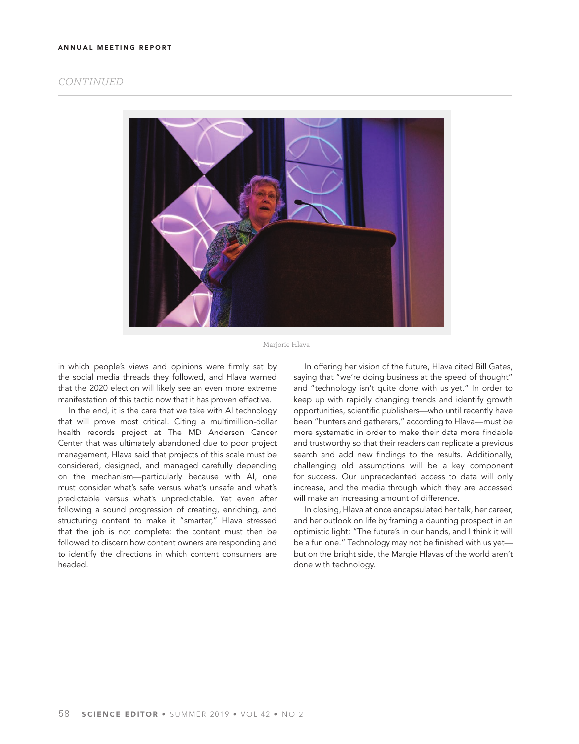Marjorie Hlava

in which people's views and opinions were firmly set by the social media threads they followed, and Hlava warned that the 2020 election will likely see an even more extreme manifestation of this tactic now that it has proven effective.

In the end, it is the care that we take with AI technology that will prove most critical. Citing a multimillion-dollar health records project at The MD Anderson Cancer Center that was ultimately abandoned due to poor project management, Hlava said that projects of this scale must be considered, designed, and managed carefully depending on the mechanism—particularly because with AI, one must consider what's safe versus what's unsafe and what's predictable versus what's unpredictable. Yet even after following a sound progression of creating, enriching, and structuring content to make it "smarter," Hlava stressed that the job is not complete: the content must then be followed to discern how content owners are responding and to identify the directions in which content consumers are headed.

In offering her vision of the future, Hlava cited Bill Gates, saying that "we're doing business at the speed of thought" and "technology isn't quite done with us yet." In order to keep up with rapidly changing trends and identify growth opportunities, scientific publishers—who until recently have been "hunters and gatherers," according to Hlava—must be more systematic in order to make their data more findable and trustworthy so that their readers can replicate a previous search and add new findings to the results. Additionally, challenging old assumptions will be a key component for success. Our unprecedented access to data will only increase, and the media through which they are accessed will make an increasing amount of difference.

In closing, Hlava at once encapsulated her talk, her career, and her outlook on life by framing a daunting prospect in an optimistic light: "The future's in our hands, and I think it will be a fun one." Technology may not be finished with us yet—but on the bright side, the Margie Hlavas of the world aren't done with technology.